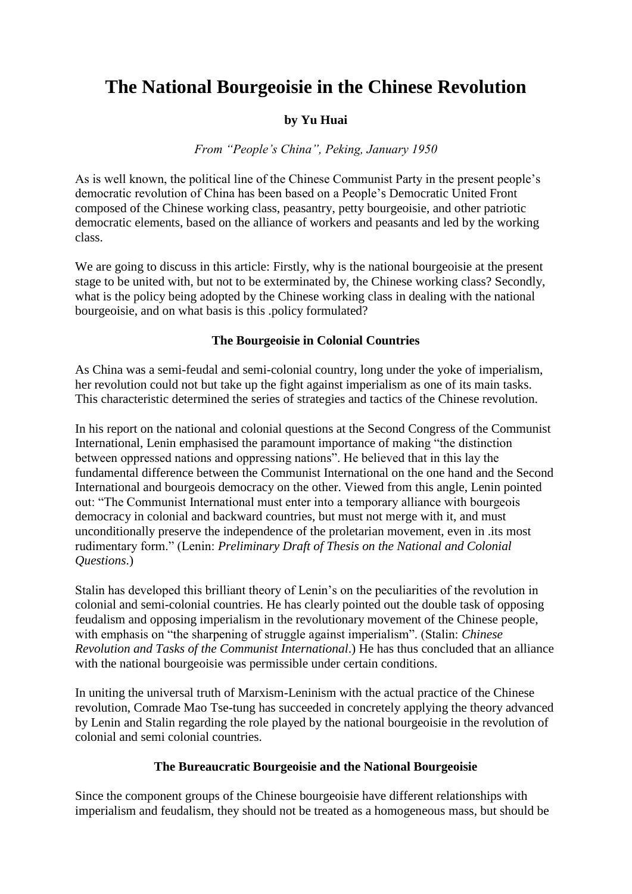# The National Bourgeoisie in the Chinese Revolution

**by Yu Huai**

*From "People's China", Peking, January 1950*

As is well known, the political line of the Chinese Communist Party in the present people's democratic revolution of China has been based on a People's Democratic United Front composed of the Chinese working class, peasantry, petty bourgeoisie, and other patriotic democratic elements, based on the alliance of workers and peasants and led by the working class.

We are going to discuss in this article: Firstly, why is the national bourgeoisie at the present stage to be united with, but not to be exterminated by, the Chinese working class? Secondly, what is the policy being adopted by the Chinese working class in dealing with the national bourgeoisie, and on what basis is this .policy formulated?

### The Bourgeoisie in Colonial Countries

As China was a semi-feudal and semi-colonial country, long under the yoke of imperialism, her revolution could not but take up the fight against imperialism as one of its main tasks. This characteristic determined the series of strategies and tactics of the Chinese revolution.

In his report on the national and colonial questions at the Second Congress of the Communist International, Lenin emphasised the paramount importance of making "the distinction between oppressed nations and oppressing nations". He believed that in this lay the fundamental difference between the Communist International on the one hand and the Second International and bourgeois democracy on the other. Viewed from this angle, Lenin pointed out: "The Communist International must enter into a temporary alliance with bourgeois democracy in colonial and backward countries, but must not merge with it, and must unconditionally preserve the independence of the proletarian movement, even in .its most rudimentary form." (Lenin: *Preliminary Draft of Thesis on the National and Colonial Questions*.)

Stalin has developed this brilliant theory of Lenin's on the peculiarities of the revolution in colonial and semi-colonial countries. He has clearly pointed out the double task of opposing feudalism and opposing imperialism in the revolutionary movement of the Chinese people, with emphasis on "the sharpening of struggle against imperialism". (Stalin: *Chinese Revolution and Tasks of the Communist International*.) He has thus concluded that an alliance with the national bourgeoisie was permissible under certain conditions.

In uniting the universal truth of Marxism-Leninism with the actual practice of the Chinese revolution, Comrade Mao Tse-tung has succeeded in concretely applying the theory advanced by Lenin and Stalin regarding the role played by the national bourgeoisie in the revolution of colonial and semi colonial countries.

### The Bureaucratic Bourgeoisie and the National Bourgeoisie

Since the component groups of the Chinese bourgeoisie have different relationships with imperialism and feudalism, they should not be treated as a homogeneous mass, but should be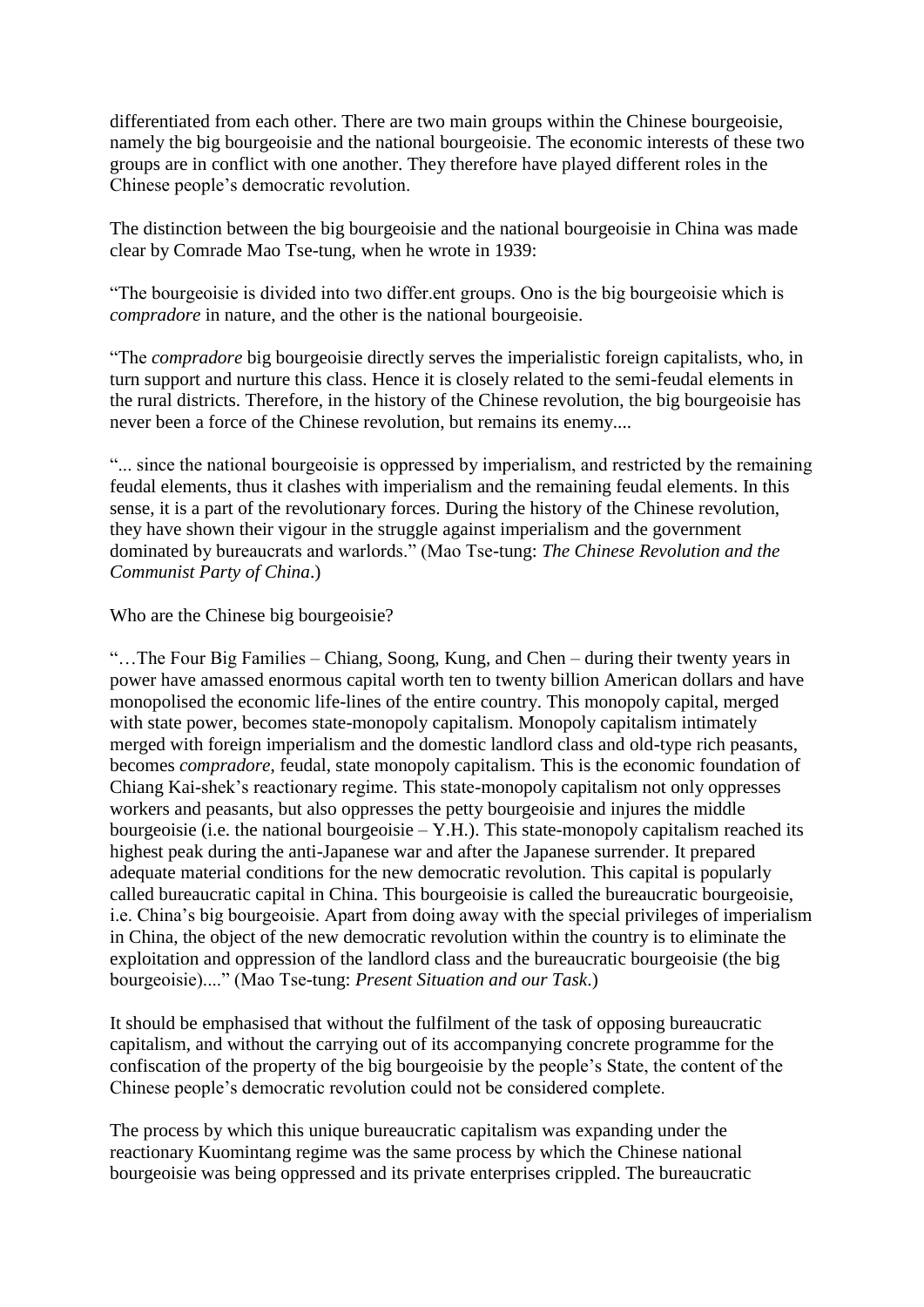differentiated from each other. There are two main groups within the Chinese bourgeoisie, namely the big bourgeoisie and the national bourgeoisie. The economic interests of these two groups are in conflict with one another. They therefore have played different roles in the Chinese people's democratic revolution.

The distinction between the big bourgeoisie and the national bourgeoisie in China was made clear by Comrade Mao Tse-tung, when he wrote in 1939:

"The bourgeoisie is divided into two differ.ent groups. Ono is the big bourgeoisie which is *compradore* in nature, and the other is the national bourgeoisie.

"The *compradore* big bourgeoisie directly serves the imperialistic foreign capitalists, who, in turn support and nurture this class. Hence it is closely related to the semi-feudal elements in the rural districts. Therefore, in the history of the Chinese revolution, the big bourgeoisie has never been a force of the Chinese revolution, but remains its enemy....

"... since the national bourgeoisie is oppressed by imperialism, and restricted by the remaining feudal elements, thus it clashes with imperialism and the remaining feudal elements. In this sense, it is a part of the revolutionary forces. During the history of the Chinese revolution, they have shown their vigour in the struggle against imperialism and the government dominated by bureaucrats and warlords." (Mao Tse-tung: *The Chinese Revolution and the Communist Party of China*.)

Who are the Chinese big bourgeoisie?

"…The Four Big Families – Chiang, Soong, Kung, and Chen – during their twenty years in power have amassed enormous capital worth ten to twenty billion American dollars and have monopolised the economic life-lines of the entire country. This monopoly capital, merged with state power, becomes state-monopoly capitalism. Monopoly capitalism intimately merged with foreign imperialism and the domestic landlord class and old-type rich peasants, becomes *compradore*, feudal, state monopoly capitalism. This is the economic foundation of Chiang Kai-shek's reactionary regime. This state-monopoly capitalism not only oppresses workers and peasants, but also oppresses the petty bourgeoisie and injures the middle bourgeoisie (i.e. the national bourgeoisie – Y.H.). This state-monopoly capitalism reached its highest peak during the anti-Japanese war and after the Japanese surrender. It prepared adequate material conditions for the new democratic revolution. This capital is popularly called bureaucratic capital in China. This bourgeoisie is called the bureaucratic bourgeoisie, i.e. China's big bourgeoisie. Apart from doing away with the special privileges of imperialism in China, the object of the new democratic revolution within the country is to eliminate the exploitation and oppression of the landlord class and the bureaucratic bourgeoisie (the big bourgeoisie)...." (Mao Tse-tung: *Present Situation and our Task*.)

It should be emphasised that without the fulfilment of the task of opposing bureaucratic capitalism, and without the carrying out of its accompanying concrete programme for the confiscation of the property of the big bourgeoisie by the people's State, the content of the Chinese people's democratic revolution could not be considered complete.

The process by which this unique bureaucratic capitalism was expanding under the reactionary Kuomintang regime was the same process by which the Chinese national bourgeoisie was being oppressed and its private enterprises crippled. The bureaucratic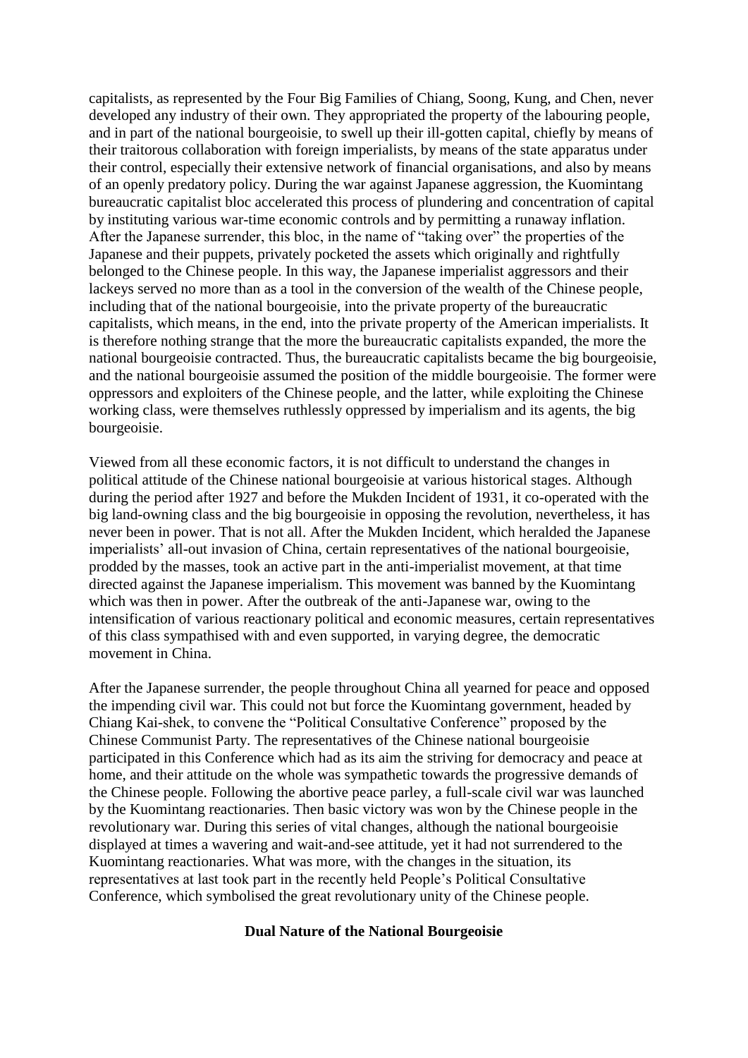capitalists, as represented by the Four Big Families of Chiang, Soong, Kung, and Chen, never developed any industry of their own. They appropriated the property of the labouring people, and in part of the national bourgeoisie, to swell up their ill-gotten capital, chiefly by means of their traitorous collaboration with foreign imperialists, by means of the state apparatus under their control, especially their extensive network of financial organisations, and also by means of an openly predatory policy. During the war against Japanese aggression, the Kuomintang bureaucratic capitalist bloc accelerated this process of plundering and concentration of capital by instituting various war-time economic controls and by permitting a runaway inflation. After the Japanese surrender, this bloc, in the name of "taking over" the properties of the Japanese and their puppets, privately pocketed the assets which originally and rightfully belonged to the Chinese people. In this way, the Japanese imperialist aggressors and their lackeys served no more than as a tool in the conversion of the wealth of the Chinese people, including that of the national bourgeoisie, into the private property of the bureaucratic capitalists, which means, in the end, into the private property of the American imperialists. It is therefore nothing strange that the more the bureaucratic capitalists expanded, the more the national bourgeoisie contracted. Thus, the bureaucratic capitalists became the big bourgeoisie, and the national bourgeoisie assumed the position of the middle bourgeoisie. The former were oppressors and exploiters of the Chinese people, and the latter, while exploiting the Chinese working class, were themselves ruthlessly oppressed by imperialism and its agents, the big bourgeoisie.

Viewed from all these economic factors, it is not difficult to understand the changes in political attitude of the Chinese national bourgeoisie at various historical stages. Although during the period after 1927 and before the Mukden Incident of 1931, it co-operated with the big land-owning class and the big bourgeoisie in opposing the revolution, nevertheless, it has never been in power. That is not all. After the Mukden Incident, which heralded the Japanese imperialists' all-out invasion of China, certain representatives of the national bourgeoisie, prodded by the masses, took an active part in the anti-imperialist movement, at that time directed against the Japanese imperialism. This movement was banned by the Kuomintang which was then in power. After the outbreak of the anti-Japanese war, owing to the intensification of various reactionary political and economic measures, certain representatives of this class sympathised with and even supported, in varying degree, the democratic movement in China.

After the Japanese surrender, the people throughout China all yearned for peace and opposed the impending civil war. This could not but force the Kuomintang government, headed by Chiang Kai-shek, to convene the "Political Consultative Conference" proposed by the Chinese Communist Party. The representatives of the Chinese national bourgeoisie participated in this Conference which had as its aim the striving for democracy and peace at home, and their attitude on the whole was sympathetic towards the progressive demands of the Chinese people. Following the abortive peace parley, a full-scale civil war was launched by the Kuomintang reactionaries. Then basic victory was won by the Chinese people in the revolutionary war. During this series of vital changes, although the national bourgeoisie displayed at times a wavering and wait-and-see attitude, yet it had not surrendered to the Kuomintang reactionaries. What was more, with the changes in the situation, its representatives at last took part in the recently held People's Political Consultative Conference, which symbolised the great revolutionary unity of the Chinese people.

## Dual Nature of the National Bourgeoisie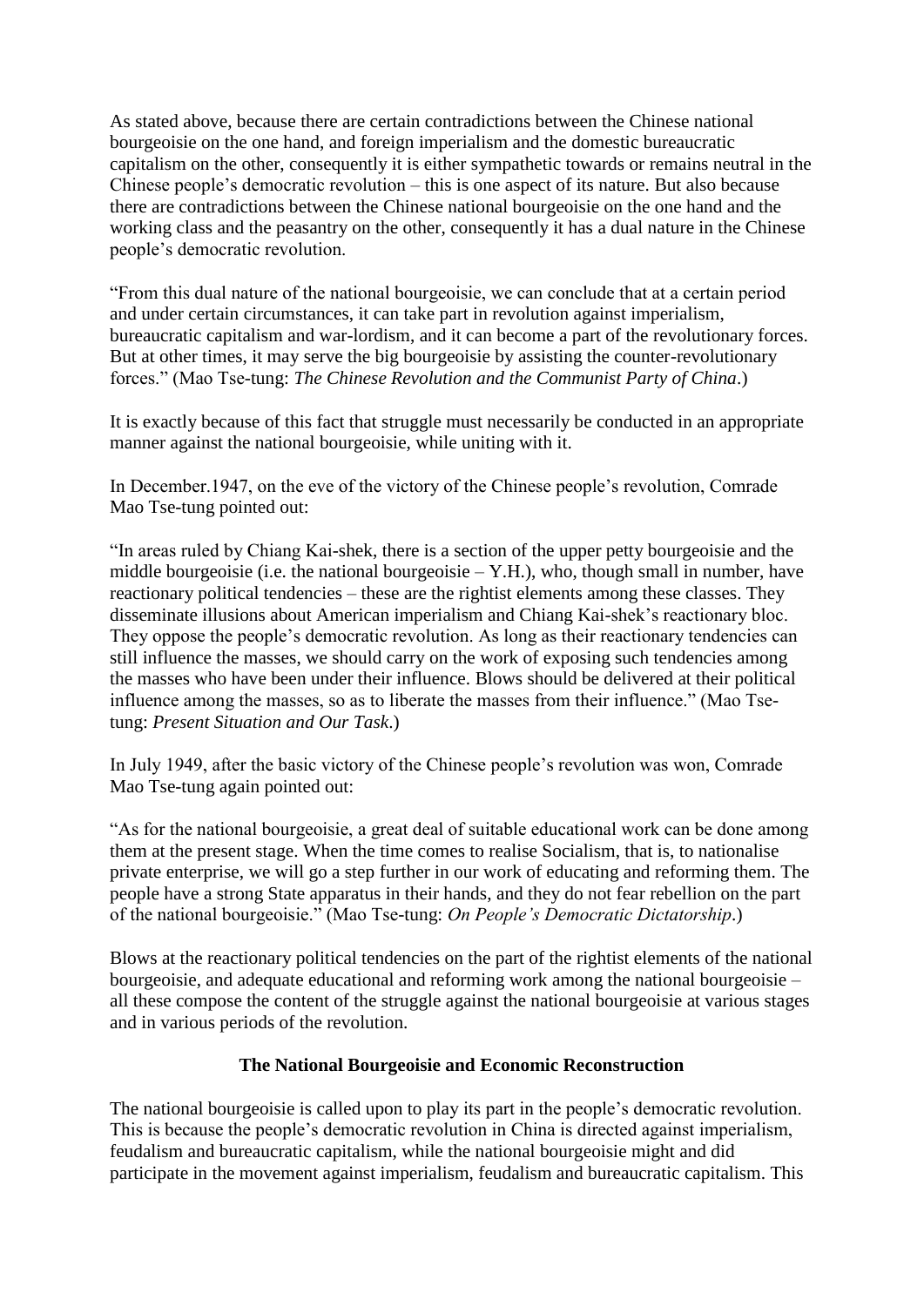As stated above, because there are certain contradictions between the Chinese national bourgeoisie on the one hand, and foreign imperialism and the domestic bureaucratic capitalism on the other, consequently it is either sympathetic towards or remains neutral in the Chinese people's democratic revolution – this is one aspect of its nature. But also because there are contradictions between the Chinese national bourgeoisie on the one hand and the working class and the peasantry on the other, consequently it has a dual nature in the Chinese people's democratic revolution.

"From this dual nature of the national bourgeoisie, we can conclude that at a certain period and under certain circumstances, it can take part in revolution against imperialism, bureaucratic capitalism and war-lordism, and it can become a part of the revolutionary forces. But at other times, it may serve the big bourgeoisie by assisting the counter-revolutionary forces." (Mao Tse-tung: *The Chinese Revolution and the Communist Party of China*.)

It is exactly because of this fact that struggle must necessarily be conducted in an appropriate manner against the national bourgeoisie, while uniting with it.

In December.1947, on the eve of the victory of the Chinese people's revolution, Comrade Mao Tse-tung pointed out:

"In areas ruled by Chiang Kai-shek, there is a section of the upper petty bourgeoisie and the middle bourgeoisie (i.e. the national bourgeoisie – Y.H.), who, though small in number, have reactionary political tendencies – these are the rightist elements among these classes. They disseminate illusions about American imperialism and Chiang Kai-shek's reactionary bloc. They oppose the people's democratic revolution. As long as their reactionary tendencies can still influence the masses, we should carry on the work of exposing such tendencies among the masses who have been under their influence. Blows should be delivered at their political influence among the masses, so as to liberate the masses from their influence." (Mao Tse-tung: *Present Situation and Our Task*.)

In July 1949, after the basic victory of the Chinese people's revolution was won, Comrade Mao Tse-tung again pointed out:

"As for the national bourgeoisie, a great deal of suitable educational work can be done among them at the present stage. When the time comes to realise Socialism, that is, to nationalise private enterprise, we will go a step further in our work of educating and reforming them. The people have a strong State apparatus in their hands, and they do not fear rebellion on the part of the national bourgeoisie." (Mao Tse-tung: *On People's Democratic Dictatorship*.)

Blows at the reactionary political tendencies on the part of the rightist elements of the national bourgeoisie, and adequate educational and reforming work among the national bourgeoisie – all these compose the content of the struggle against the national bourgeoisie at various stages and in various periods of the revolution.

## The National Bourgeoisie and Economic Reconstruction

The national bourgeoisie is called upon to play its part in the people's democratic revolution. This is because the people's democratic revolution in China is directed against imperialism, feudalism and bureaucratic capitalism, while the national bourgeoisie might and did participate in the movement against imperialism, feudalism and bureaucratic capitalism. This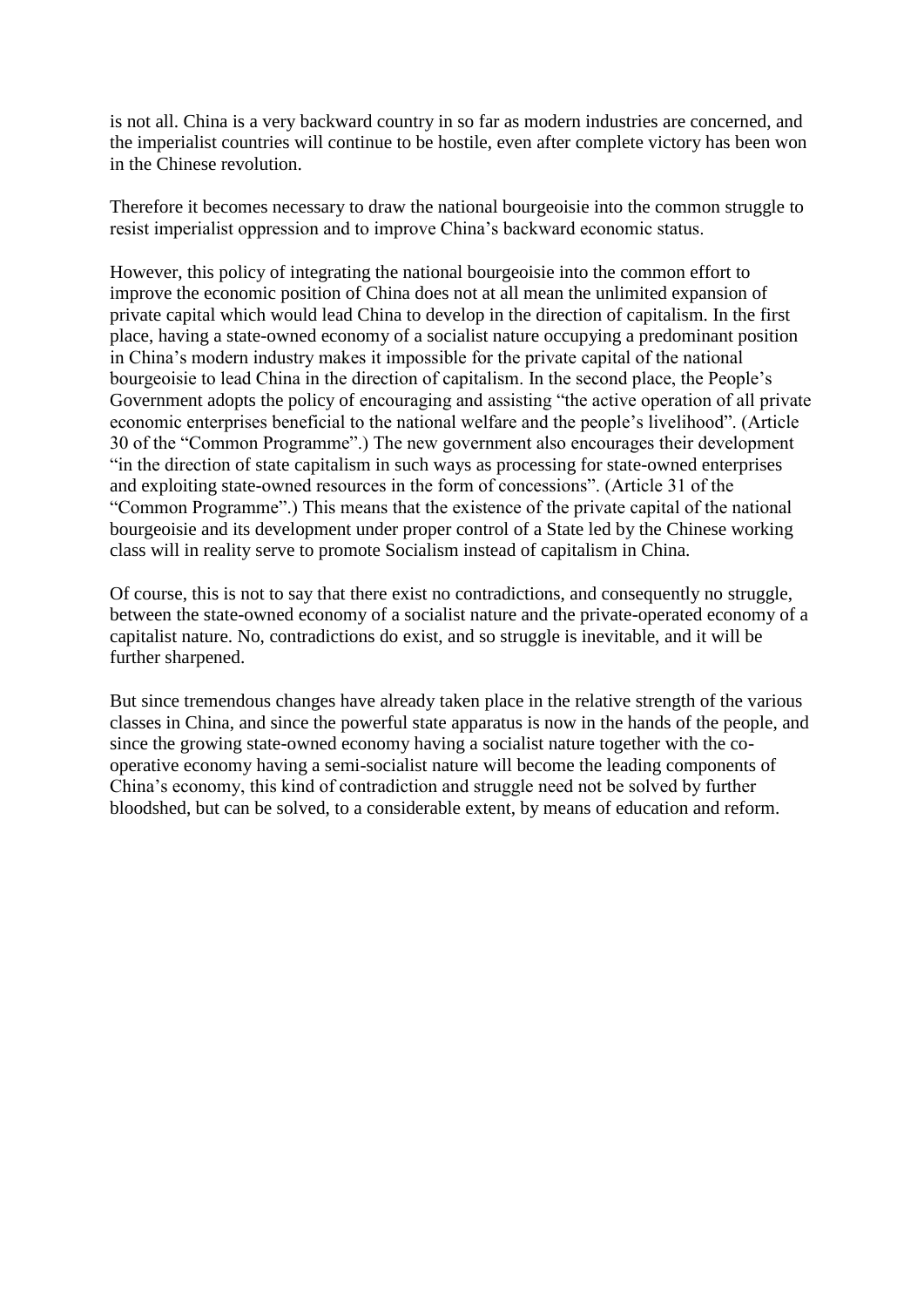is not all. China is a very backward country in so far as modern industries are concerned, and the imperialist countries will continue to be hostile, even after complete victory has been won in the Chinese revolution.

Therefore it becomes necessary to draw the national bourgeoisie into the common struggle to resist imperialist oppression and to improve China's backward economic status.

However, this policy of integrating the national bourgeoisie into the common effort to improve the economic position of China does not at all mean the unlimited expansion of private capital which would lead China to develop in the direction of capitalism. In the first place, having a state-owned economy of a socialist nature occupying a predominant position in China's modern industry makes it impossible for the private capital of the national bourgeoisie to lead China in the direction of capitalism. In the second place, the People's Government adopts the policy of encouraging and assisting "the active operation of all private economic enterprises beneficial to the national welfare and the people's livelihood". (Article 30 of the "Common Programme".) The new government also encourages their development "in the direction of state capitalism in such ways as processing for state-owned enterprises and exploiting state-owned resources in the form of concessions". (Article 31 of the "Common Programme".) This means that the existence of the private capital of the national bourgeoisie and its development under proper control of a State led by the Chinese working class will in reality serve to promote Socialism instead of capitalism in China.

Of course, this is not to say that there exist no contradictions, and consequently no struggle, between the state-owned economy of a socialist nature and the private-operated economy of a capitalist nature. No, contradictions do exist, and so struggle is inevitable, and it will be further sharpened.

But since tremendous changes have already taken place in the relative strength of the various classes in China, and since the powerful state apparatus is now in the hands of the people, and since the growing state-owned economy having a socialist nature together with the co-operative economy having a semi-socialist nature will become the leading components of China's economy, this kind of contradiction and struggle need not be solved by further bloodshed, but can be solved, to a considerable extent, by means of education and reform.